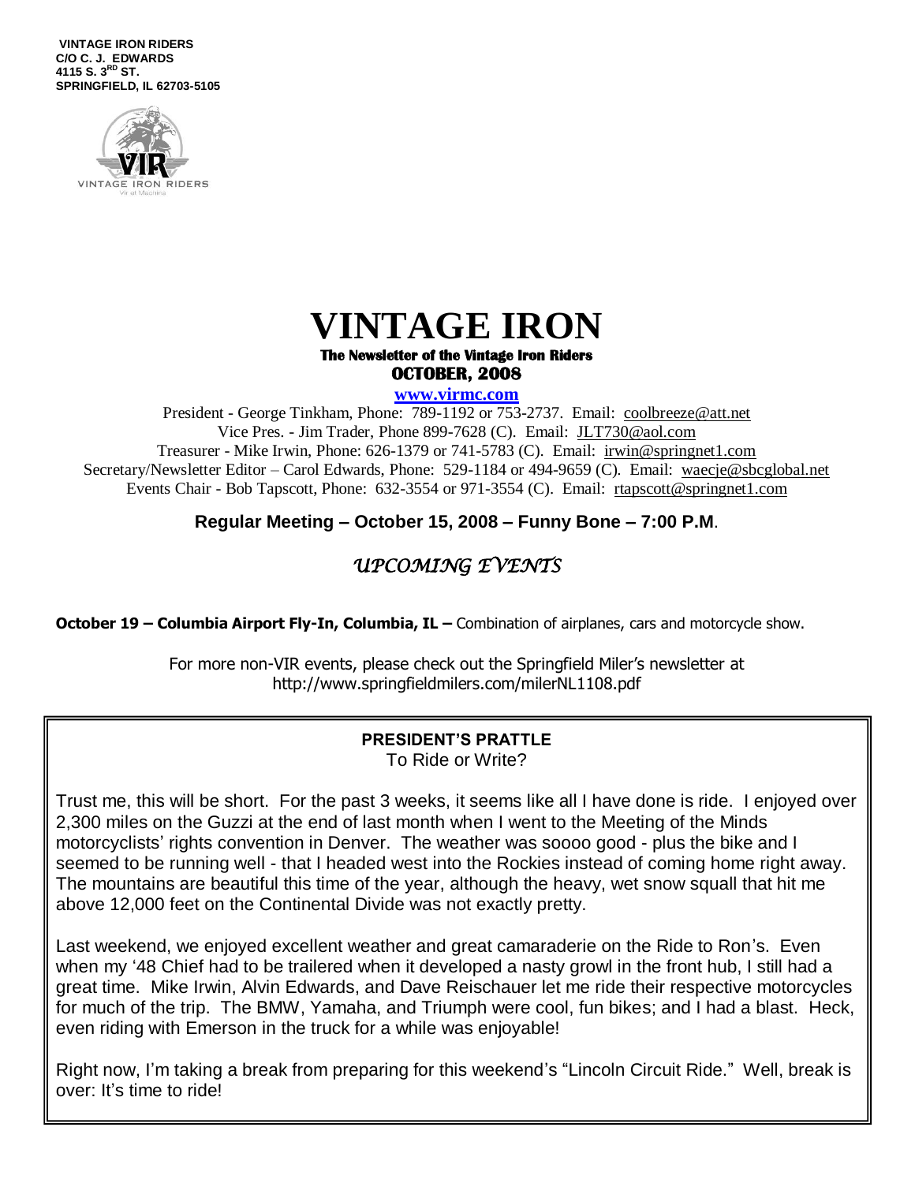**VINTAGE IRON RIDERS**
**C/O C. J. EDWARDS**
**4115 S. 3RD ST.**
**SPRINGFIELD, IL 62703-5105**

# VINTAGE IRON

**The Newsletter of the Vintage Iron Riders**
**OCTOBER, 2008**

**www.virmc.com**

President - George Tinkham, Phone: 789-1192 or 753-2737. Email: coolbreeze@att.net
Vice Pres. - Jim Trader, Phone 899-7628 (C). Email: JLT730@aol.com
Treasurer - Mike Irwin, Phone: 626-1379 or 741-5783 (C). Email: irwin@springnet1.com
Secretary/Newsletter Editor – Carol Edwards, Phone: 529-1184 or 494-9659 (C). Email: waecje@sbcglobal.net
Events Chair - Bob Tapscott, Phone: 632-3554 or 971-3554 (C). Email: rtapscott@springnet1.com

**Regular Meeting – October 15, 2008 – Funny Bone – 7:00 P.M**.

## *UPCOMING EVENTS*

**October 19 – Columbia Airport Fly-In, Columbia, IL –** Combination of airplanes, cars and motorcycle show.

For more non-VIR events, please check out the Springfield Miler's newsletter at http://www.springfieldmilers.com/milerNL1108.pdf

### PRESIDENT'S PRATTLE

To Ride or Write?

Trust me, this will be short. For the past 3 weeks, it seems like all I have done is ride. I enjoyed over 2,300 miles on the Guzzi at the end of last month when I went to the Meeting of the Minds motorcyclists' rights convention in Denver. The weather was soooo good - plus the bike and I seemed to be running well - that I headed west into the Rockies instead of coming home right away. The mountains are beautiful this time of the year, although the heavy, wet snow squall that hit me above 12,000 feet on the Continental Divide was not exactly pretty.

Last weekend, we enjoyed excellent weather and great camaraderie on the Ride to Ron's. Even when my '48 Chief had to be trailered when it developed a nasty growl in the front hub, I still had a great time. Mike Irwin, Alvin Edwards, and Dave Reischauer let me ride their respective motorcycles for much of the trip. The BMW, Yamaha, and Triumph were cool, fun bikes; and I had a blast. Heck, even riding with Emerson in the truck for a while was enjoyable!

Right now, I'm taking a break from preparing for this weekend's "Lincoln Circuit Ride." Well, break is over: It's time to ride!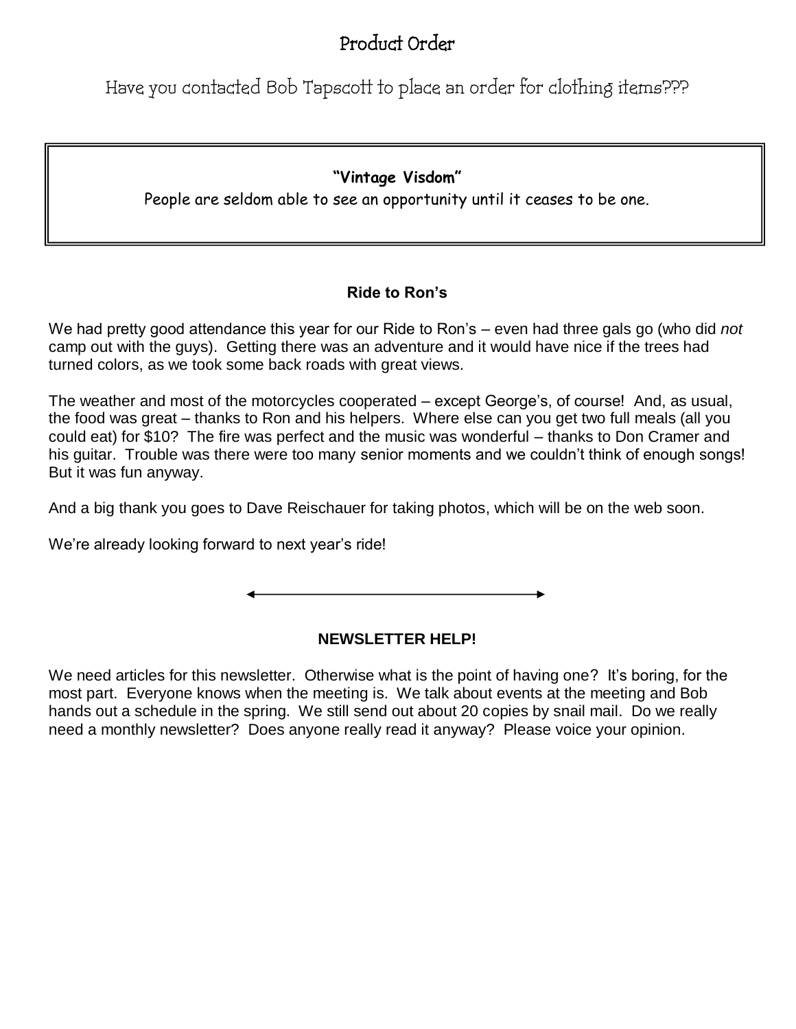# Product Order

Have you contacted Bob Tapscott to place an order for clothing items???

**"Vintage Visdom"**

People are seldom able to see an opportunity until it ceases to be one.

## Ride to Ron's

We had pretty good attendance this year for our Ride to Ron's – even had three gals go (who did *not* camp out with the guys). Getting there was an adventure and it would have nice if the trees had turned colors, as we took some back roads with great views.

The weather and most of the motorcycles cooperated – except George's, of course! And, as usual, the food was great – thanks to Ron and his helpers. Where else can you get two full meals (all you could eat) for $10? The fire was perfect and the music was wonderful – thanks to Don Cramer and his guitar. Trouble was there were too many senior moments and we couldn't think of enough songs! But it was fun anyway.

And a big thank you goes to Dave Reischauer for taking photos, which will be on the web soon.

We're already looking forward to next year's ride!

## NEWSLETTER HELP!

We need articles for this newsletter. Otherwise what is the point of having one? It's boring, for the most part. Everyone knows when the meeting is. We talk about events at the meeting and Bob hands out a schedule in the spring. We still send out about 20 copies by snail mail. Do we really need a monthly newsletter? Does anyone really read it anyway? Please voice your opinion.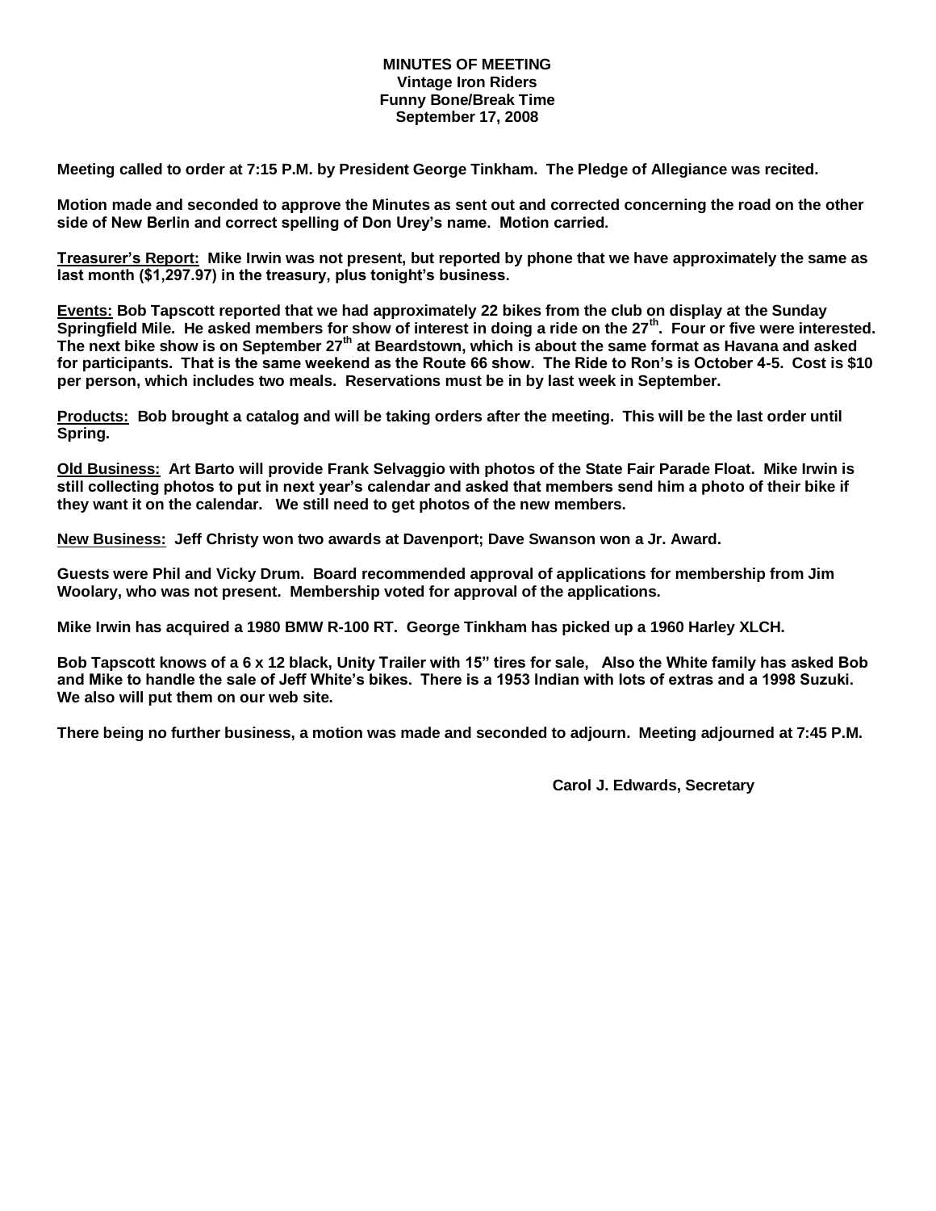**MINUTES OF MEETING**
**Vintage Iron Riders**
**Funny Bone/Break Time**
**September 17, 2008**

**Meeting called to order at 7:15 P.M. by President George Tinkham. The Pledge of Allegiance was recited.**

**Motion made and seconded to approve the Minutes as sent out and corrected concerning the road on the other side of New Berlin and correct spelling of Don Urey's name. Motion carried.**

**<u>Treasurer's Report:</u> Mike Irwin was not present, but reported by phone that we have approximately the same as last month ($1,297.97) in the treasury, plus tonight's business.**

**<u>Events:</u> Bob Tapscott reported that we had approximately 22 bikes from the club on display at the Sunday Springfield Mile. He asked members for show of interest in doing a ride on the 27th. Four or five were interested. The next bike show is on September 27th at Beardstown, which is about the same format as Havana and asked for participants. That is the same weekend as the Route 66 show. The Ride to Ron's is October 4-5. Cost is $10 per person, which includes two meals. Reservations must be in by last week in September.**

**<u>Products:</u> Bob brought a catalog and will be taking orders after the meeting. This will be the last order until Spring.**

**<u>Old Business:</u> Art Barto will provide Frank Selvaggio with photos of the State Fair Parade Float. Mike Irwin is still collecting photos to put in next year's calendar and asked that members send him a photo of their bike if they want it on the calendar. We still need to get photos of the new members.**

**<u>New Business:</u> Jeff Christy won two awards at Davenport; Dave Swanson won a Jr. Award.**

**Guests were Phil and Vicky Drum. Board recommended approval of applications for membership from Jim Woolary, who was not present. Membership voted for approval of the applications.**

**Mike Irwin has acquired a 1980 BMW R-100 RT. George Tinkham has picked up a 1960 Harley XLCH.**

**Bob Tapscott knows of a 6 x 12 black, Unity Trailer with 15" tires for sale, Also the White family has asked Bob and Mike to handle the sale of Jeff White's bikes. There is a 1953 Indian with lots of extras and a 1998 Suzuki. We also will put them on our web site.**

**There being no further business, a motion was made and seconded to adjourn. Meeting adjourned at 7:45 P.M.**

**Carol J. Edwards, Secretary**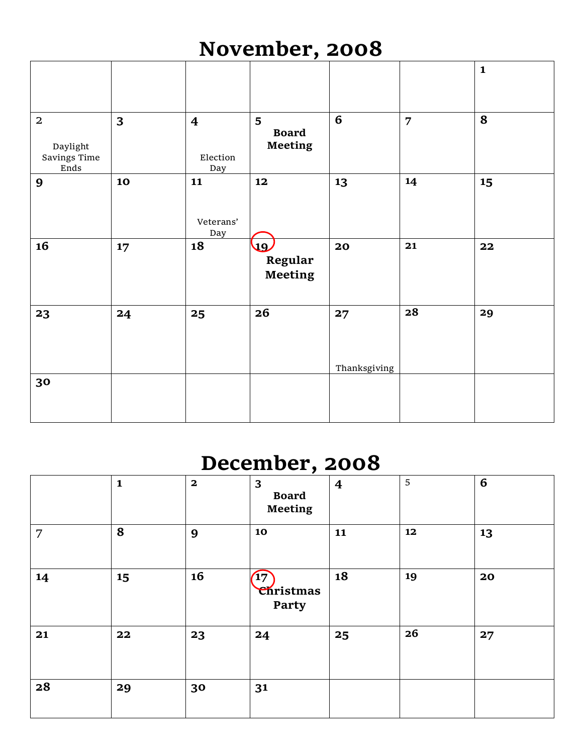# November, 2008

| | | | | | | |
|---|---|---|---|---|---|---|
| | | | | | | 1 |
| 2 Daylight Savings Time Ends | 3 | 4 Election Day | 5 **Board Meeting** | 6 | 7 | 8 |
| 9 | 10 | 11 Veterans' Day | 12 | 13 | 14 | 15 |
| 16 | 17 | 18 | 19 **Regular Meeting** | 20 | 21 | 22 |
| 23 | 24 | 25 | 26 | 27 Thanksgiving | 28 | 29 |
| 30 | | | | | | |

# December, 2008

| | | | | | | |
|---|---|---|---|---|---|---|
| | 1 | 2 | 3 **Board Meeting** | 4 | 5 | 6 |
| 7 | 8 | 9 | 10 | 11 | 12 | 13 |
| 14 | 15 | 16 | 17 **Christmas Party** | 18 | 19 | 20 |
| 21 | 22 | 23 | 24 | 25 | 26 | 27 |
| 28 | 29 | 30 | 31 | | | |